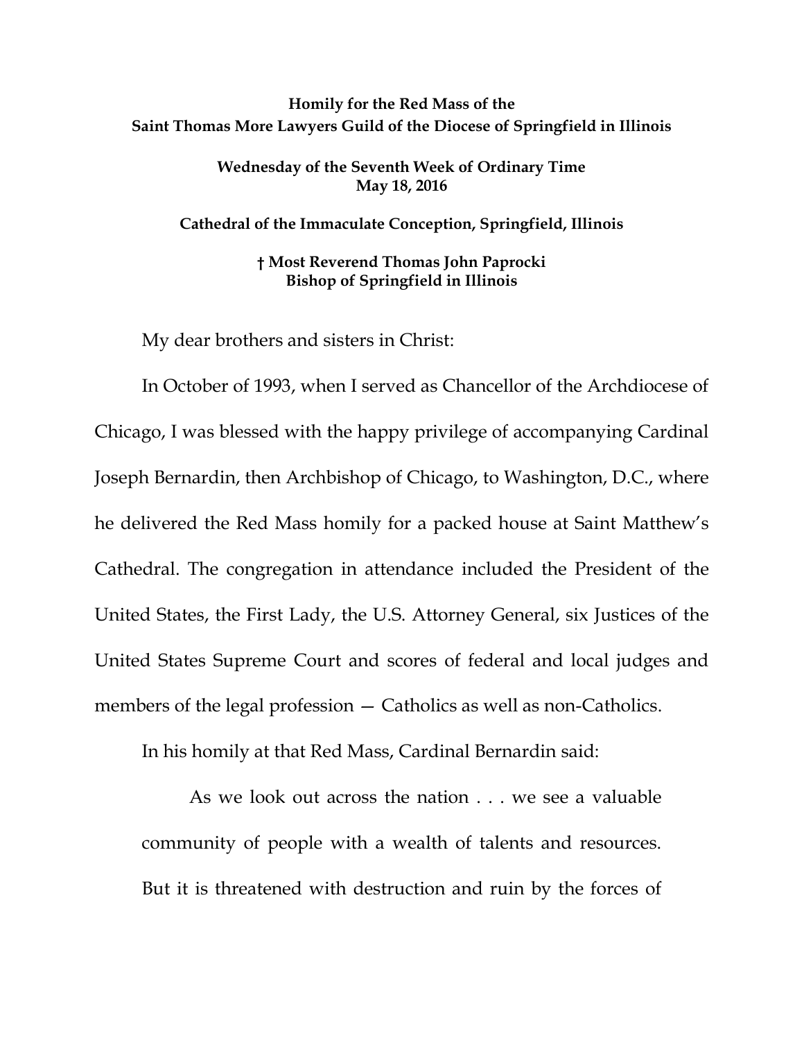**Homily for the Red Mass of the Saint Thomas More Lawyers Guild of the Diocese of Springfield in Illinois**

**Wednesday of the Seventh Week of Ordinary Time**
**May 18, 2016**

**Cathedral of the Immaculate Conception, Springfield, Illinois**

**† Most Reverend Thomas John Paprocki**
**Bishop of Springfield in Illinois**

My dear brothers and sisters in Christ:

In October of 1993, when I served as Chancellor of the Archdiocese of Chicago, I was blessed with the happy privilege of accompanying Cardinal Joseph Bernardin, then Archbishop of Chicago, to Washington, D.C., where he delivered the Red Mass homily for a packed house at Saint Matthew's Cathedral. The congregation in attendance included the President of the United States, the First Lady, the U.S. Attorney General, six Justices of the United States Supreme Court and scores of federal and local judges and members of the legal profession — Catholics as well as non-Catholics.

In his homily at that Red Mass, Cardinal Bernardin said:

> As we look out across the nation . . . we see a valuable community of people with a wealth of talents and resources. But it is threatened with destruction and ruin by the forces of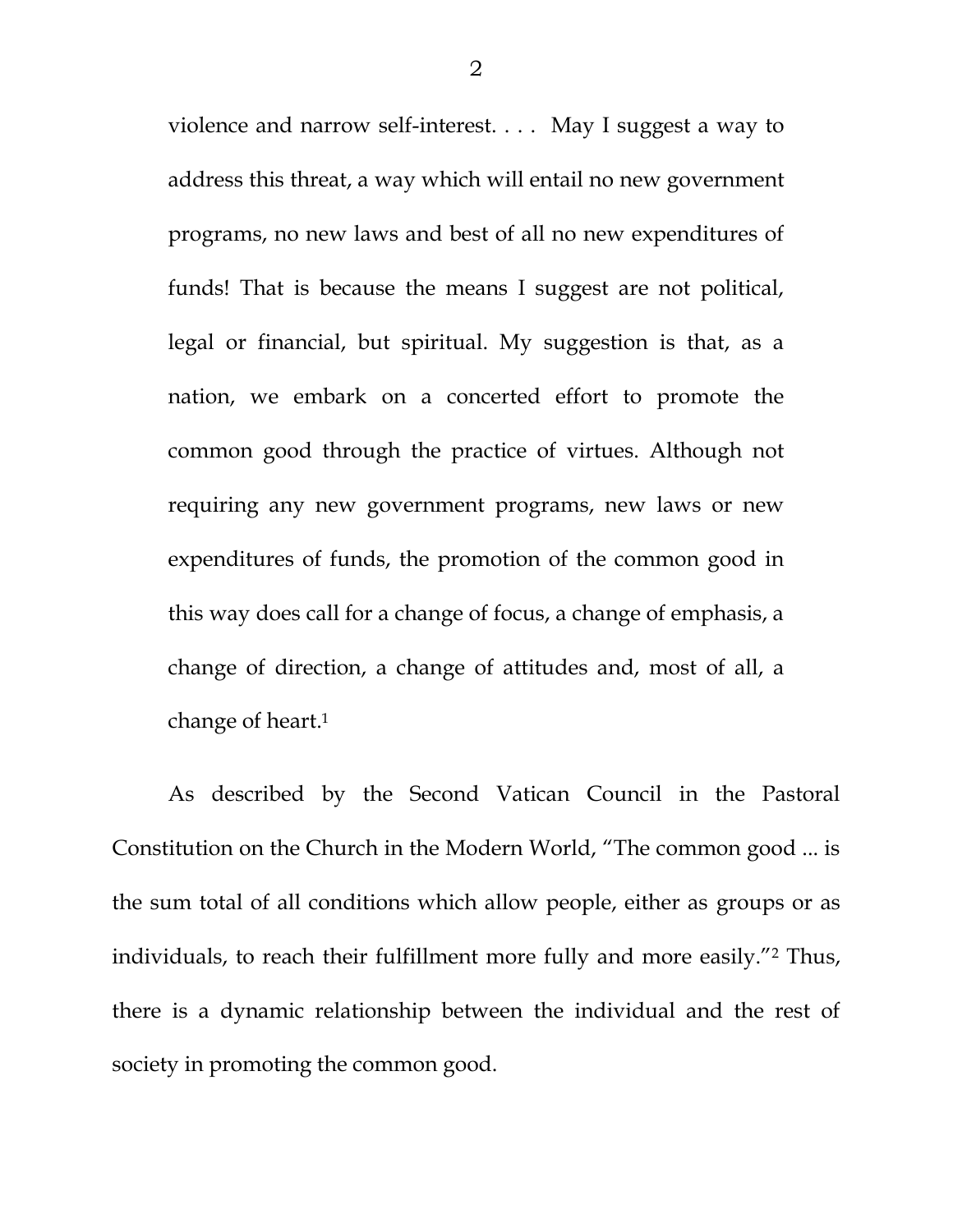> violence and narrow self-interest. . . . May I suggest a way to address this threat, a way which will entail no new government programs, no new laws and best of all no new expenditures of funds! That is because the means I suggest are not political, legal or financial, but spiritual. My suggestion is that, as a nation, we embark on a concerted effort to promote the common good through the practice of virtues. Although not requiring any new government programs, new laws or new expenditures of funds, the promotion of the common good in this way does call for a change of focus, a change of emphasis, a change of direction, a change of attitudes and, most of all, a change of heart.[1]

As described by the Second Vatican Council in the Pastoral Constitution on the Church in the Modern World, "The common good ... is the sum total of all conditions which allow people, either as groups or as individuals, to reach their fulfillment more fully and more easily."[2] Thus, there is a dynamic relationship between the individual and the rest of society in promoting the common good.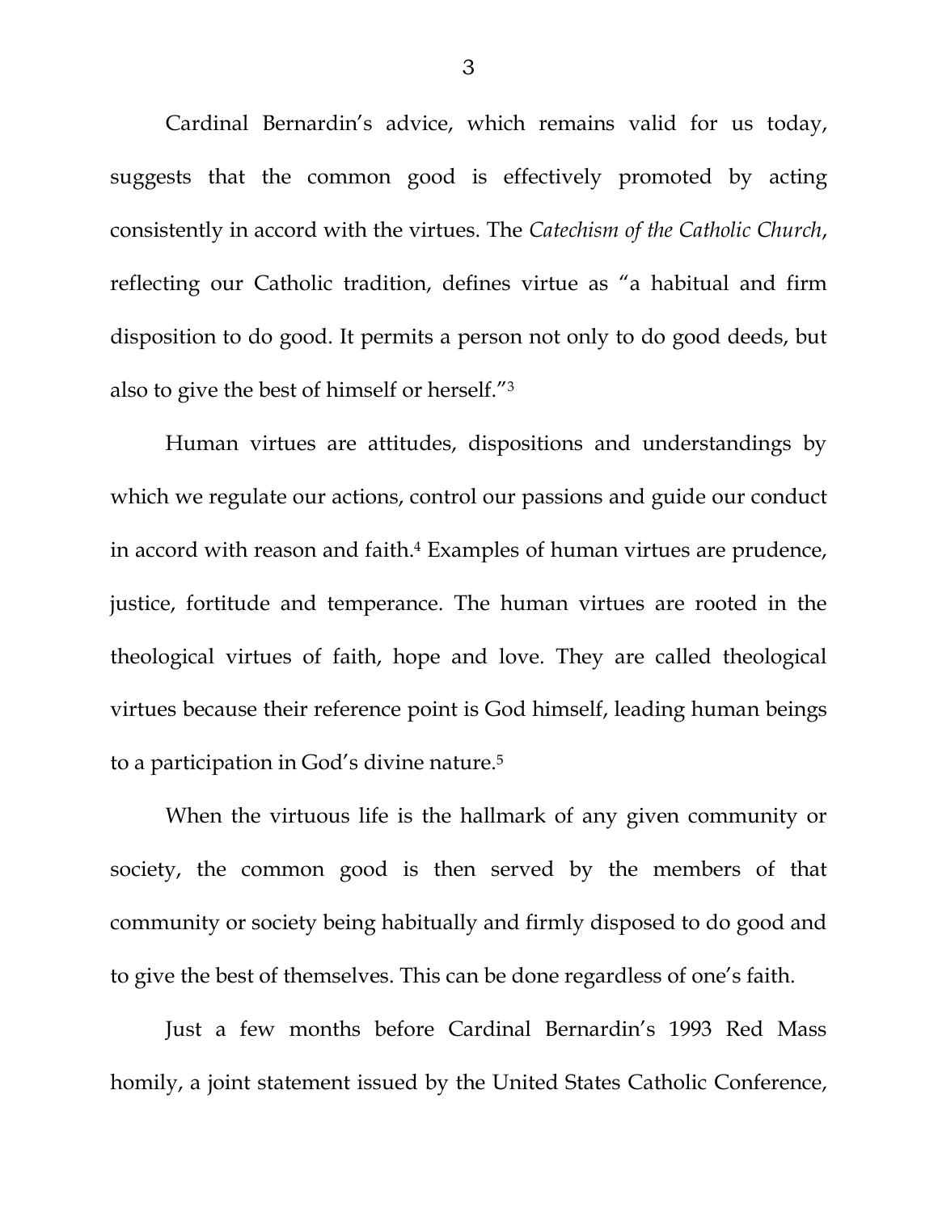Cardinal Bernardin's advice, which remains valid for us today, suggests that the common good is effectively promoted by acting consistently in accord with the virtues. The *Catechism of the Catholic Church*, reflecting our Catholic tradition, defines virtue as "a habitual and firm disposition to do good. It permits a person not only to do good deeds, but also to give the best of himself or herself."[3]

Human virtues are attitudes, dispositions and understandings by which we regulate our actions, control our passions and guide our conduct in accord with reason and faith.[4] Examples of human virtues are prudence, justice, fortitude and temperance. The human virtues are rooted in the theological virtues of faith, hope and love. They are called theological virtues because their reference point is God himself, leading human beings to a participation in God's divine nature.[5]

When the virtuous life is the hallmark of any given community or society, the common good is then served by the members of that community or society being habitually and firmly disposed to do good and to give the best of themselves. This can be done regardless of one's faith.

Just a few months before Cardinal Bernardin's 1993 Red Mass homily, a joint statement issued by the United States Catholic Conference,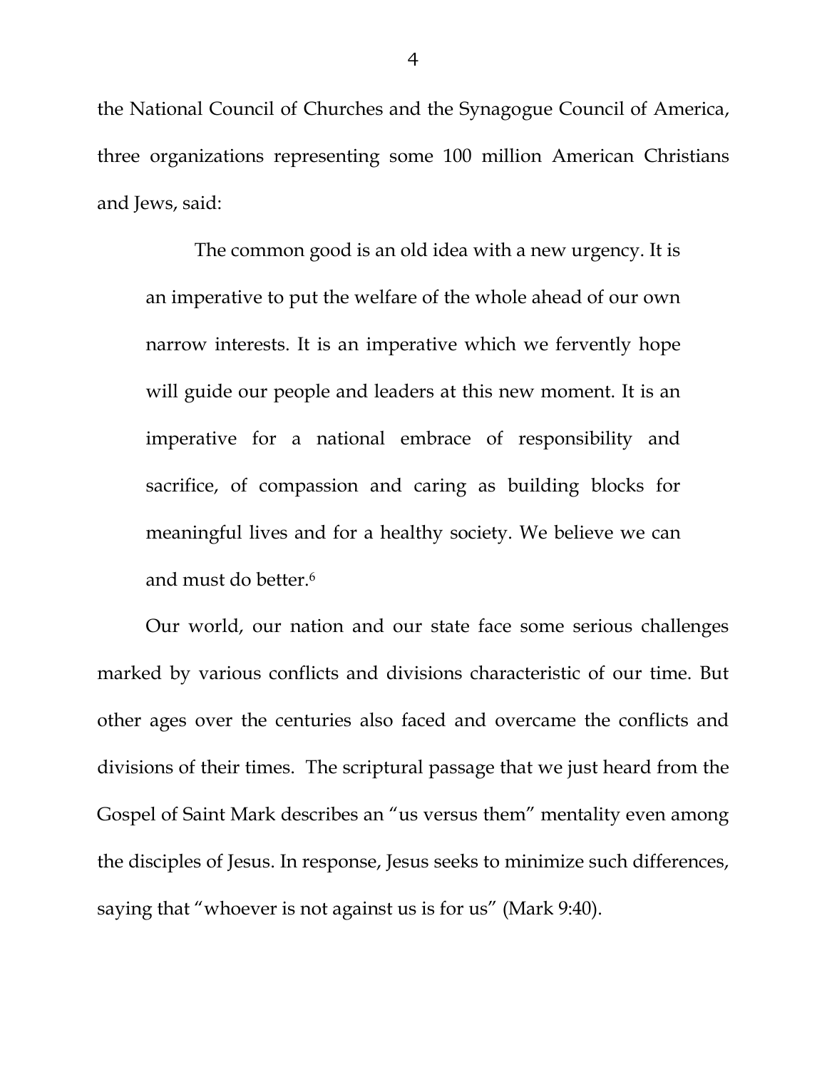the National Council of Churches and the Synagogue Council of America, three organizations representing some 100 million American Christians and Jews, said:

> The common good is an old idea with a new urgency. It is an imperative to put the welfare of the whole ahead of our own narrow interests. It is an imperative which we fervently hope will guide our people and leaders at this new moment. It is an imperative for a national embrace of responsibility and sacrifice, of compassion and caring as building blocks for meaningful lives and for a healthy society. We believe we can and must do better.[6]

Our world, our nation and our state face some serious challenges marked by various conflicts and divisions characteristic of our time. But other ages over the centuries also faced and overcame the conflicts and divisions of their times. The scriptural passage that we just heard from the Gospel of Saint Mark describes an "us versus them" mentality even among the disciples of Jesus. In response, Jesus seeks to minimize such differences, saying that "whoever is not against us is for us" (Mark 9:40).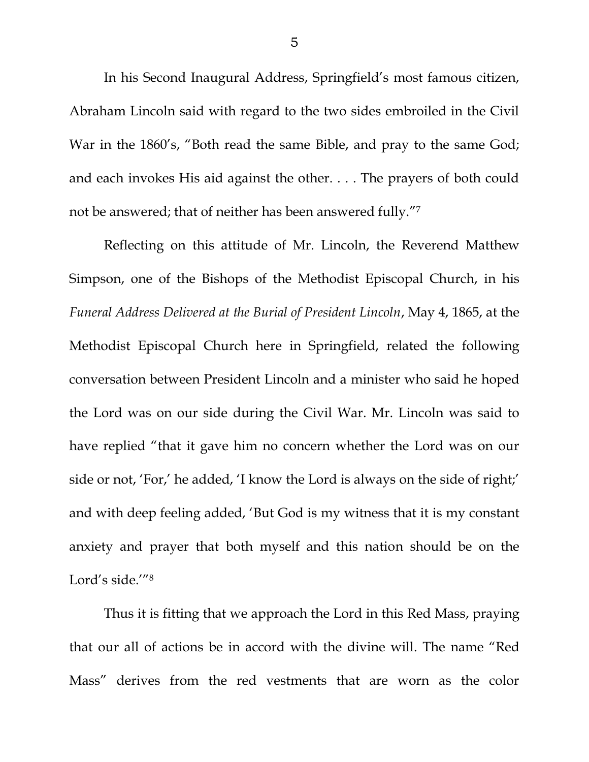In his Second Inaugural Address, Springfield's most famous citizen, Abraham Lincoln said with regard to the two sides embroiled in the Civil War in the 1860's, "Both read the same Bible, and pray to the same God; and each invokes His aid against the other. . . . The prayers of both could not be answered; that of neither has been answered fully."[7]

Reflecting on this attitude of Mr. Lincoln, the Reverend Matthew Simpson, one of the Bishops of the Methodist Episcopal Church, in his *Funeral Address Delivered at the Burial of President Lincoln*, May 4, 1865, at the Methodist Episcopal Church here in Springfield, related the following conversation between President Lincoln and a minister who said he hoped the Lord was on our side during the Civil War. Mr. Lincoln was said to have replied "that it gave him no concern whether the Lord was on our side or not, 'For,' he added, 'I know the Lord is always on the side of right;' and with deep feeling added, 'But God is my witness that it is my constant anxiety and prayer that both myself and this nation should be on the Lord's side.'"[8]

Thus it is fitting that we approach the Lord in this Red Mass, praying that our all of actions be in accord with the divine will. The name "Red Mass" derives from the red vestments that are worn as the color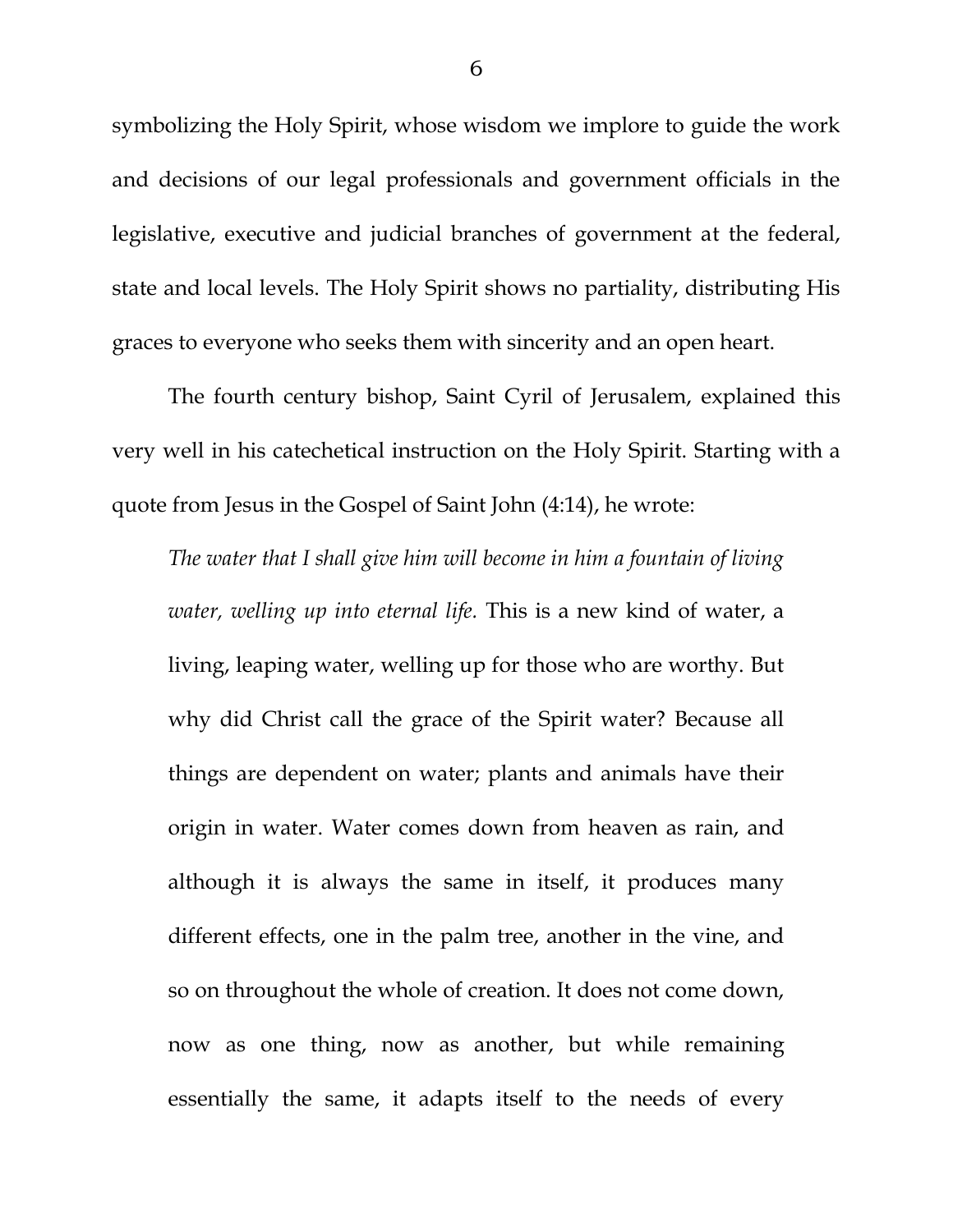symbolizing the Holy Spirit, whose wisdom we implore to guide the work and decisions of our legal professionals and government officials in the legislative, executive and judicial branches of government at the federal, state and local levels. The Holy Spirit shows no partiality, distributing His graces to everyone who seeks them with sincerity and an open heart.

The fourth century bishop, Saint Cyril of Jerusalem, explained this very well in his catechetical instruction on the Holy Spirit. Starting with a quote from Jesus in the Gospel of Saint John (4:14), he wrote:

> *The water that I shall give him will become in him a fountain of living water, welling up into eternal life.* This is a new kind of water, a living, leaping water, welling up for those who are worthy. But why did Christ call the grace of the Spirit water? Because all things are dependent on water; plants and animals have their origin in water. Water comes down from heaven as rain, and although it is always the same in itself, it produces many different effects, one in the palm tree, another in the vine, and so on throughout the whole of creation. It does not come down, now as one thing, now as another, but while remaining essentially the same, it adapts itself to the needs of every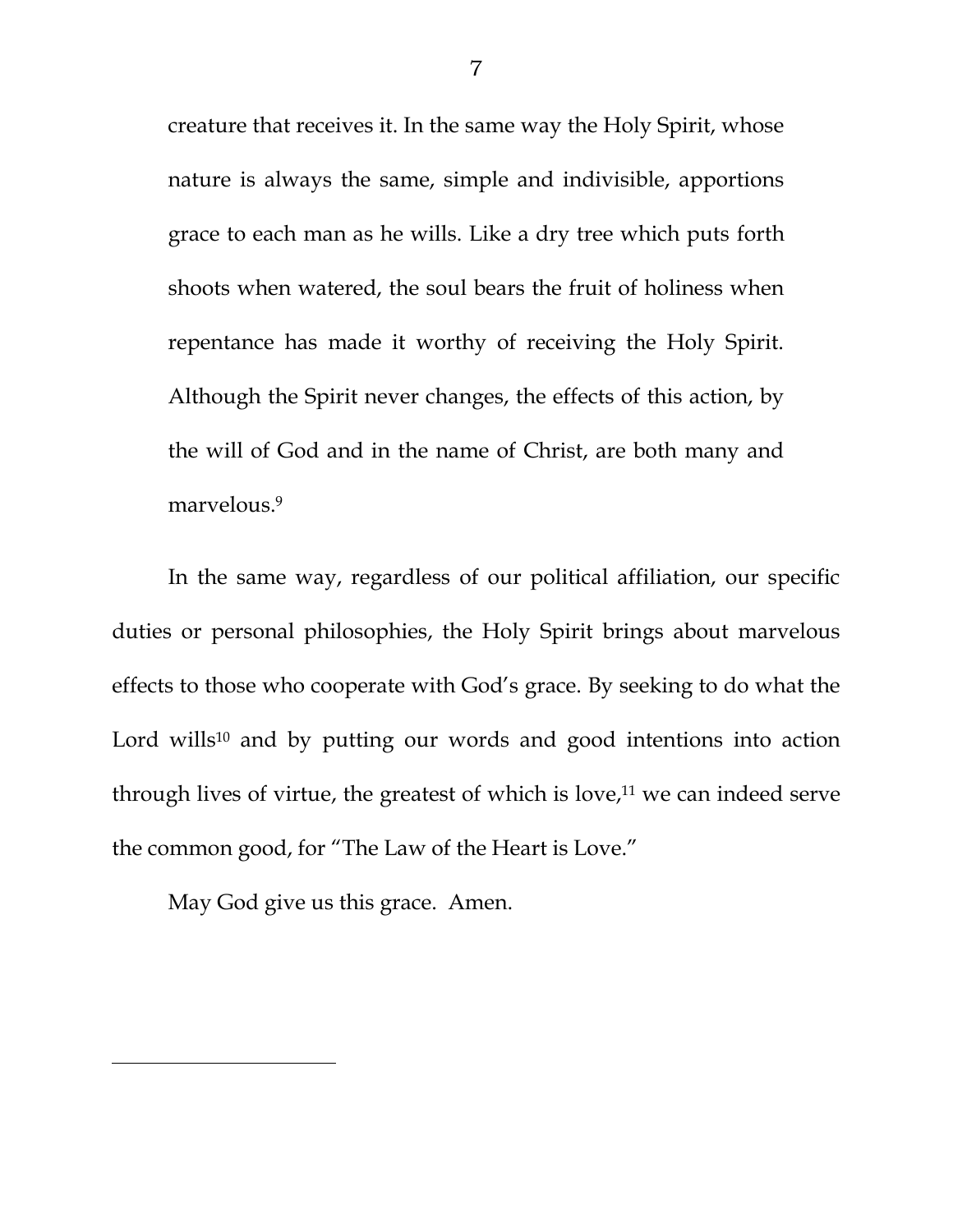creature that receives it. In the same way the Holy Spirit, whose nature is always the same, simple and indivisible, apportions grace to each man as he wills. Like a dry tree which puts forth shoots when watered, the soul bears the fruit of holiness when repentance has made it worthy of receiving the Holy Spirit. Although the Spirit never changes, the effects of this action, by the will of God and in the name of Christ, are both many and marvelous.[9]

In the same way, regardless of our political affiliation, our specific duties or personal philosophies, the Holy Spirit brings about marvelous effects to those who cooperate with God's grace. By seeking to do what the Lord wills[10] and by putting our words and good intentions into action through lives of virtue, the greatest of which is love,[11] we can indeed serve the common good, for "The Law of the Heart is Love."

May God give us this grace. Amen.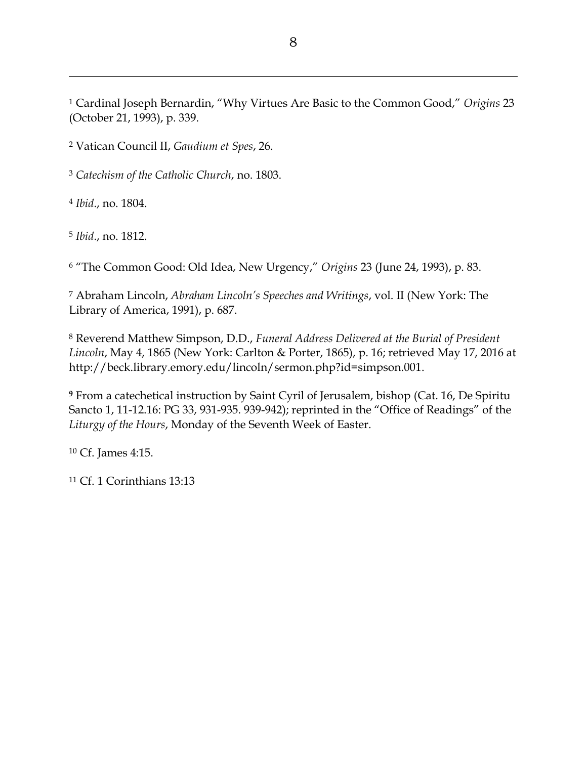[1] Cardinal Joseph Bernardin, "Why Virtues Are Basic to the Common Good," *Origins* 23 (October 21, 1993), p. 339.

[2] Vatican Council II, *Gaudium et Spes*, 26.

[3] *Catechism of the Catholic Church*, no. 1803.

[4] *Ibid*., no. 1804.

[5] *Ibid*., no. 1812.

[6] "The Common Good: Old Idea, New Urgency," *Origins* 23 (June 24, 1993), p. 83.

[7] Abraham Lincoln, *Abraham Lincoln's Speeches and Writings*, vol. II (New York: The Library of America, 1991), p. 687.

[8] Reverend Matthew Simpson, D.D., *Funeral Address Delivered at the Burial of President Lincoln*, May 4, 1865 (New York: Carlton & Porter, 1865), p. 16; retrieved May 17, 2016 at http://beck.library.emory.edu/lincoln/sermon.php?id=simpson.001.

[9] From a catechetical instruction by Saint Cyril of Jerusalem, bishop (Cat. 16, De Spiritu Sancto 1, 11-12.16: PG 33, 931-935. 939-942); reprinted in the "Office of Readings" of the *Liturgy of the Hours*, Monday of the Seventh Week of Easter.

[10] Cf. James 4:15.

[11] Cf. 1 Corinthians 13:13